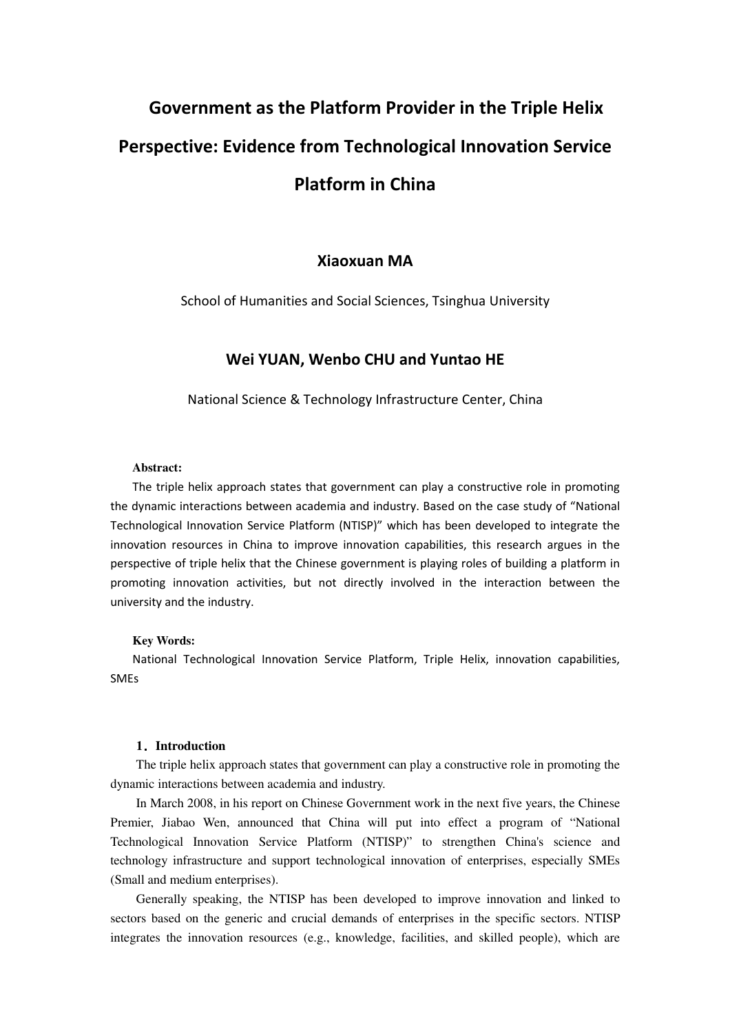# Government as the Platform Provider in the Triple Helix Perspective: Evidence from Technological Innovation Service Platform in China

**Xiaoxuan MA**

School of Humanities and Social Sciences, Tsinghua University

**Wei YUAN, Wenbo CHU and Yuntao HE**

National Science & Technology Infrastructure Center, China

**Abstract:**

The triple helix approach states that government can play a constructive role in promoting the dynamic interactions between academia and industry. Based on the case study of "National Technological Innovation Service Platform (NTISP)" which has been developed to integrate the innovation resources in China to improve innovation capabilities, this research argues in the perspective of triple helix that the Chinese government is playing roles of building a platform in promoting innovation activities, but not directly involved in the interaction between the university and the industry.

**Key Words:**

National Technological Innovation Service Platform, Triple Helix, innovation capabilities, SMEs

## 1. Introduction

The triple helix approach states that government can play a constructive role in promoting the dynamic interactions between academia and industry.

In March 2008, in his report on Chinese Government work in the next five years, the Chinese Premier, Jiabao Wen, announced that China will put into effect a program of "National Technological Innovation Service Platform (NTISP)" to strengthen China's science and technology infrastructure and support technological innovation of enterprises, especially SMEs (Small and medium enterprises).

Generally speaking, the NTISP has been developed to improve innovation and linked to sectors based on the generic and crucial demands of enterprises in the specific sectors. NTISP integrates the innovation resources (e.g., knowledge, facilities, and skilled people), which are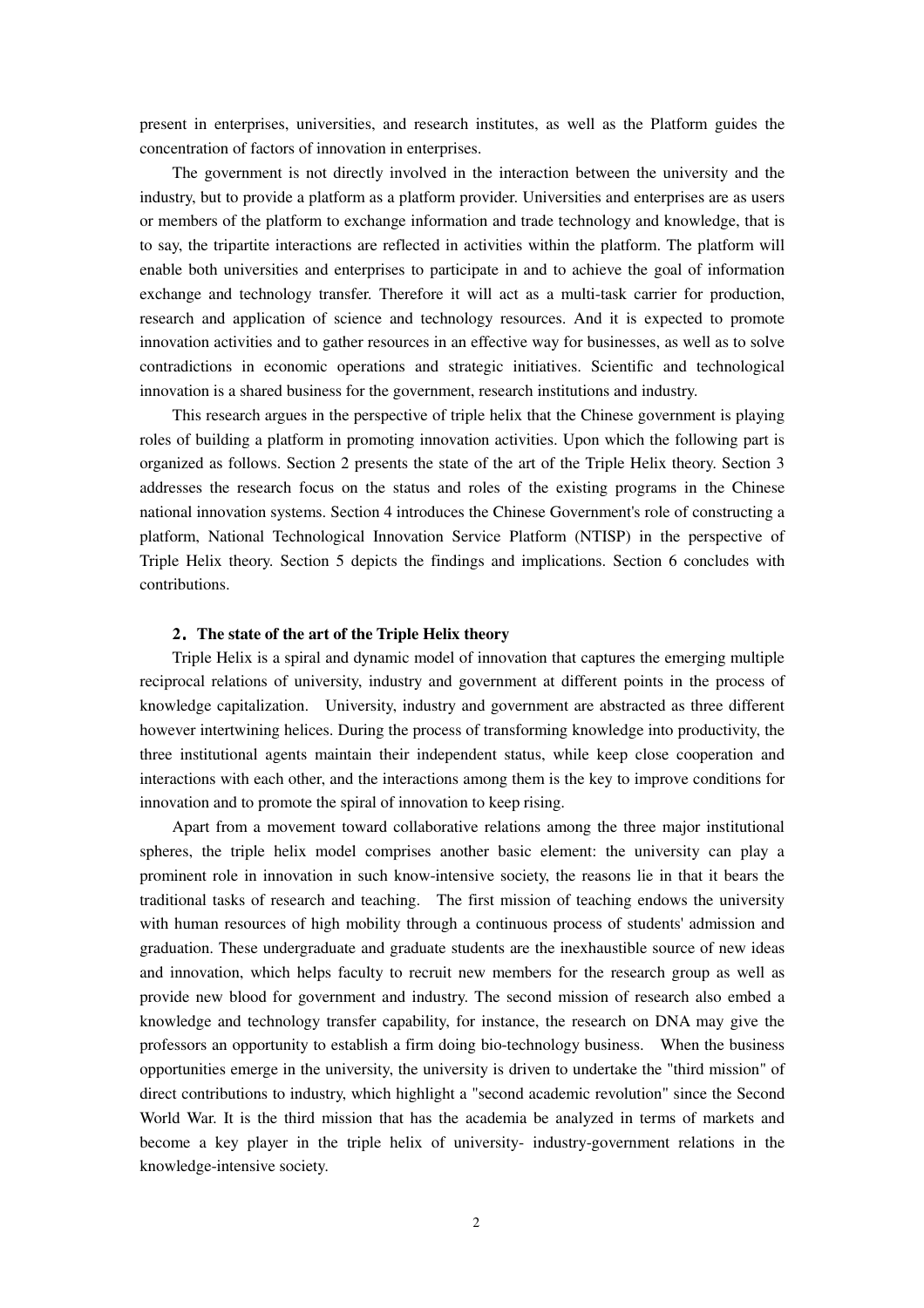present in enterprises, universities, and research institutes, as well as the Platform guides the concentration of factors of innovation in enterprises.

The government is not directly involved in the interaction between the university and the industry, but to provide a platform as a platform provider. Universities and enterprises are as users or members of the platform to exchange information and trade technology and knowledge, that is to say, the tripartite interactions are reflected in activities within the platform. The platform will enable both universities and enterprises to participate in and to achieve the goal of information exchange and technology transfer. Therefore it will act as a multi-task carrier for production, research and application of science and technology resources. And it is expected to promote innovation activities and to gather resources in an effective way for businesses, as well as to solve contradictions in economic operations and strategic initiatives. Scientific and technological innovation is a shared business for the government, research institutions and industry.

This research argues in the perspective of triple helix that the Chinese government is playing roles of building a platform in promoting innovation activities. Upon which the following part is organized as follows. Section 2 presents the state of the art of the Triple Helix theory. Section 3 addresses the research focus on the status and roles of the existing programs in the Chinese national innovation systems. Section 4 introduces the Chinese Government's role of constructing a platform, National Technological Innovation Service Platform (NTISP) in the perspective of Triple Helix theory. Section 5 depicts the findings and implications. Section 6 concludes with contributions.

## 2. The state of the art of the Triple Helix theory

Triple Helix is a spiral and dynamic model of innovation that captures the emerging multiple reciprocal relations of university, industry and government at different points in the process of knowledge capitalization. University, industry and government are abstracted as three different however intertwining helices. During the process of transforming knowledge into productivity, the three institutional agents maintain their independent status, while keep close cooperation and interactions with each other, and the interactions among them is the key to improve conditions for innovation and to promote the spiral of innovation to keep rising.

Apart from a movement toward collaborative relations among the three major institutional spheres, the triple helix model comprises another basic element: the university can play a prominent role in innovation in such know-intensive society, the reasons lie in that it bears the traditional tasks of research and teaching. The first mission of teaching endows the university with human resources of high mobility through a continuous process of students' admission and graduation. These undergraduate and graduate students are the inexhaustible source of new ideas and innovation, which helps faculty to recruit new members for the research group as well as provide new blood for government and industry. The second mission of research also embed a knowledge and technology transfer capability, for instance, the research on DNA may give the professors an opportunity to establish a firm doing bio-technology business. When the business opportunities emerge in the university, the university is driven to undertake the "third mission" of direct contributions to industry, which highlight a "second academic revolution" since the Second World War. It is the third mission that has the academia be analyzed in terms of markets and become a key player in the triple helix of university- industry-government relations in the knowledge-intensive society.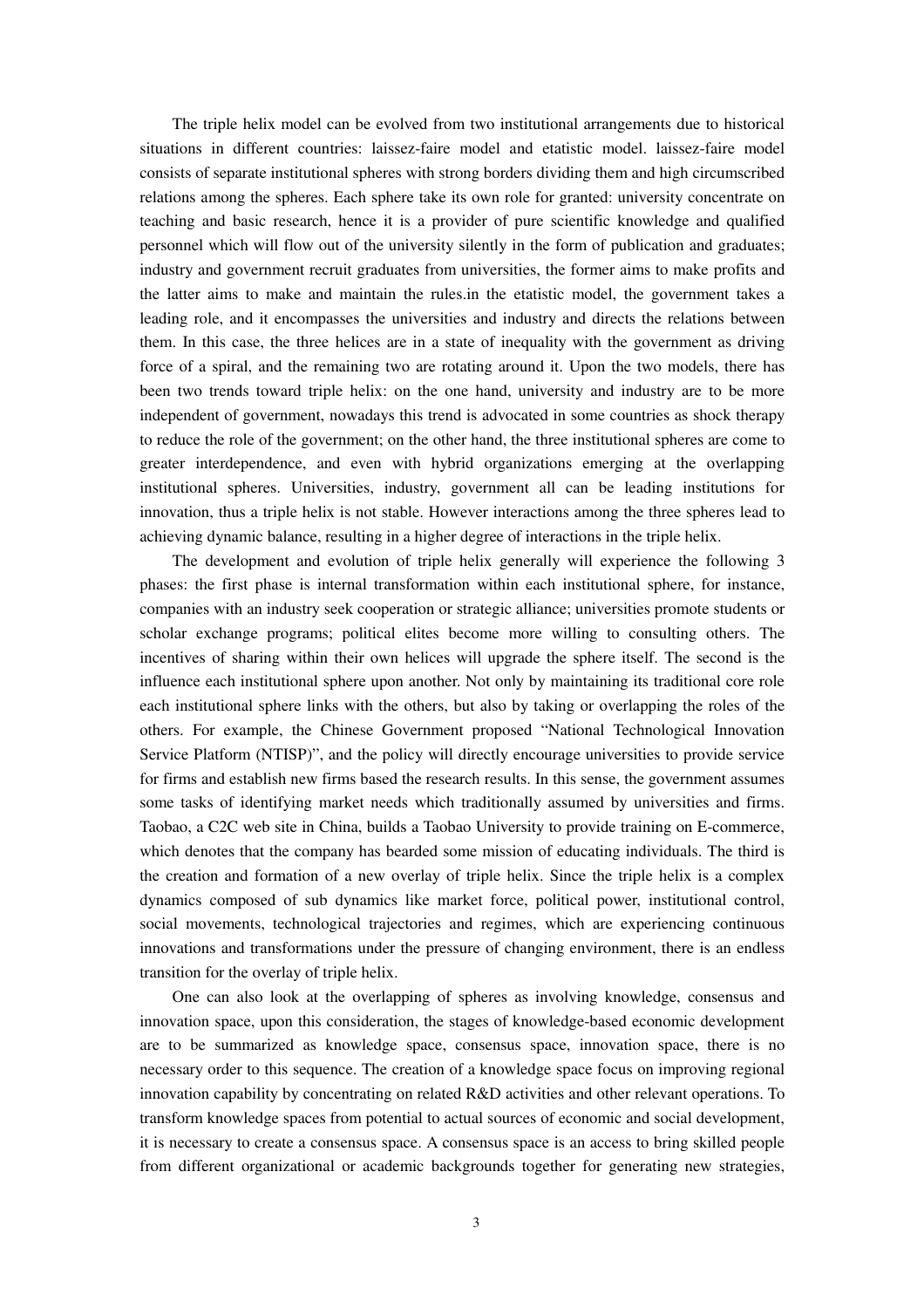The triple helix model can be evolved from two institutional arrangements due to historical situations in different countries: laissez-faire model and etatistic model. laissez-faire model consists of separate institutional spheres with strong borders dividing them and high circumscribed relations among the spheres. Each sphere take its own role for granted: university concentrate on teaching and basic research, hence it is a provider of pure scientific knowledge and qualified personnel which will flow out of the university silently in the form of publication and graduates; industry and government recruit graduates from universities, the former aims to make profits and the latter aims to make and maintain the rules.in the etatistic model, the government takes a leading role, and it encompasses the universities and industry and directs the relations between them. In this case, the three helices are in a state of inequality with the government as driving force of a spiral, and the remaining two are rotating around it. Upon the two models, there has been two trends toward triple helix: on the one hand, university and industry are to be more independent of government, nowadays this trend is advocated in some countries as shock therapy to reduce the role of the government; on the other hand, the three institutional spheres are come to greater interdependence, and even with hybrid organizations emerging at the overlapping institutional spheres. Universities, industry, government all can be leading institutions for innovation, thus a triple helix is not stable. However interactions among the three spheres lead to achieving dynamic balance, resulting in a higher degree of interactions in the triple helix.

The development and evolution of triple helix generally will experience the following 3 phases: the first phase is internal transformation within each institutional sphere, for instance, companies with an industry seek cooperation or strategic alliance; universities promote students or scholar exchange programs; political elites become more willing to consulting others. The incentives of sharing within their own helices will upgrade the sphere itself. The second is the influence each institutional sphere upon another. Not only by maintaining its traditional core role each institutional sphere links with the others, but also by taking or overlapping the roles of the others. For example, the Chinese Government proposed "National Technological Innovation Service Platform (NTISP)", and the policy will directly encourage universities to provide service for firms and establish new firms based the research results. In this sense, the government assumes some tasks of identifying market needs which traditionally assumed by universities and firms. Taobao, a C2C web site in China, builds a Taobao University to provide training on E-commerce, which denotes that the company has bearded some mission of educating individuals. The third is the creation and formation of a new overlay of triple helix. Since the triple helix is a complex dynamics composed of sub dynamics like market force, political power, institutional control, social movements, technological trajectories and regimes, which are experiencing continuous innovations and transformations under the pressure of changing environment, there is an endless transition for the overlay of triple helix.

One can also look at the overlapping of spheres as involving knowledge, consensus and innovation space, upon this consideration, the stages of knowledge-based economic development are to be summarized as knowledge space, consensus space, innovation space, there is no necessary order to this sequence. The creation of a knowledge space focus on improving regional innovation capability by concentrating on related R&D activities and other relevant operations. To transform knowledge spaces from potential to actual sources of economic and social development, it is necessary to create a consensus space. A consensus space is an access to bring skilled people from different organizational or academic backgrounds together for generating new strategies,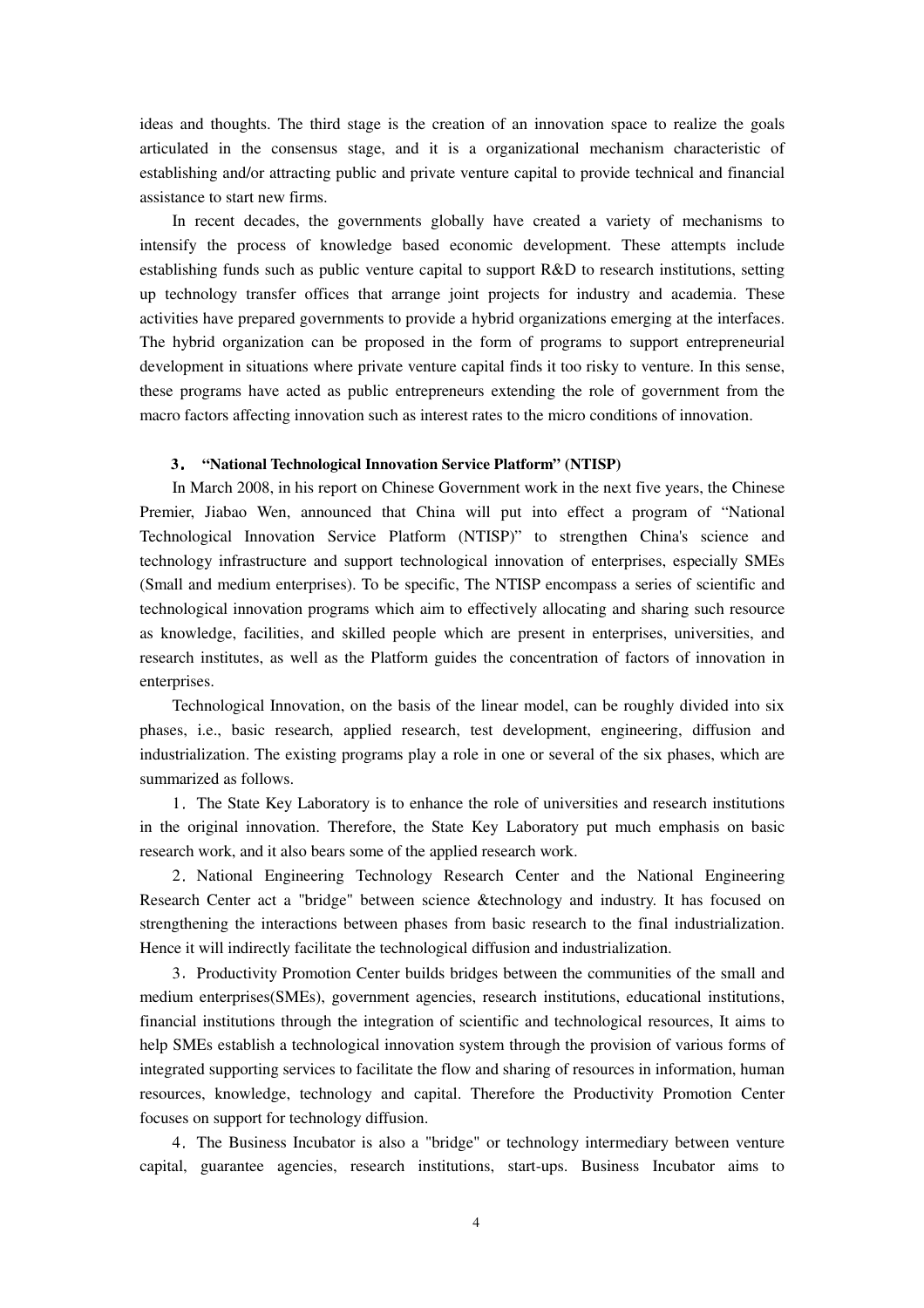ideas and thoughts. The third stage is the creation of an innovation space to realize the goals articulated in the consensus stage, and it is a organizational mechanism characteristic of establishing and/or attracting public and private venture capital to provide technical and financial assistance to start new firms.

In recent decades, the governments globally have created a variety of mechanisms to intensify the process of knowledge based economic development. These attempts include establishing funds such as public venture capital to support R&D to research institutions, setting up technology transfer offices that arrange joint projects for industry and academia. These activities have prepared governments to provide a hybrid organizations emerging at the interfaces. The hybrid organization can be proposed in the form of programs to support entrepreneurial development in situations where private venture capital finds it too risky to venture. In this sense, these programs have acted as public entrepreneurs extending the role of government from the macro factors affecting innovation such as interest rates to the micro conditions of innovation.

### 3. "National Technological Innovation Service Platform" (NTISP)

In March 2008, in his report on Chinese Government work in the next five years, the Chinese Premier, Jiabao Wen, announced that China will put into effect a program of "National Technological Innovation Service Platform (NTISP)" to strengthen China's science and technology infrastructure and support technological innovation of enterprises, especially SMEs (Small and medium enterprises). To be specific, The NTISP encompass a series of scientific and technological innovation programs which aim to effectively allocating and sharing such resource as knowledge, facilities, and skilled people which are present in enterprises, universities, and research institutes, as well as the Platform guides the concentration of factors of innovation in enterprises.

Technological Innovation, on the basis of the linear model, can be roughly divided into six phases, i.e., basic research, applied research, test development, engineering, diffusion and industrialization. The existing programs play a role in one or several of the six phases, which are summarized as follows.

1. The State Key Laboratory is to enhance the role of universities and research institutions in the original innovation. Therefore, the State Key Laboratory put much emphasis on basic research work, and it also bears some of the applied research work.

2. National Engineering Technology Research Center and the National Engineering Research Center act a "bridge" between science &technology and industry. It has focused on strengthening the interactions between phases from basic research to the final industrialization. Hence it will indirectly facilitate the technological diffusion and industrialization.

3. Productivity Promotion Center builds bridges between the communities of the small and medium enterprises(SMEs), government agencies, research institutions, educational institutions, financial institutions through the integration of scientific and technological resources, It aims to help SMEs establish a technological innovation system through the provision of various forms of integrated supporting services to facilitate the flow and sharing of resources in information, human resources, knowledge, technology and capital. Therefore the Productivity Promotion Center focuses on support for technology diffusion.

4. The Business Incubator is also a "bridge" or technology intermediary between venture capital, guarantee agencies, research institutions, start-ups. Business Incubator aims to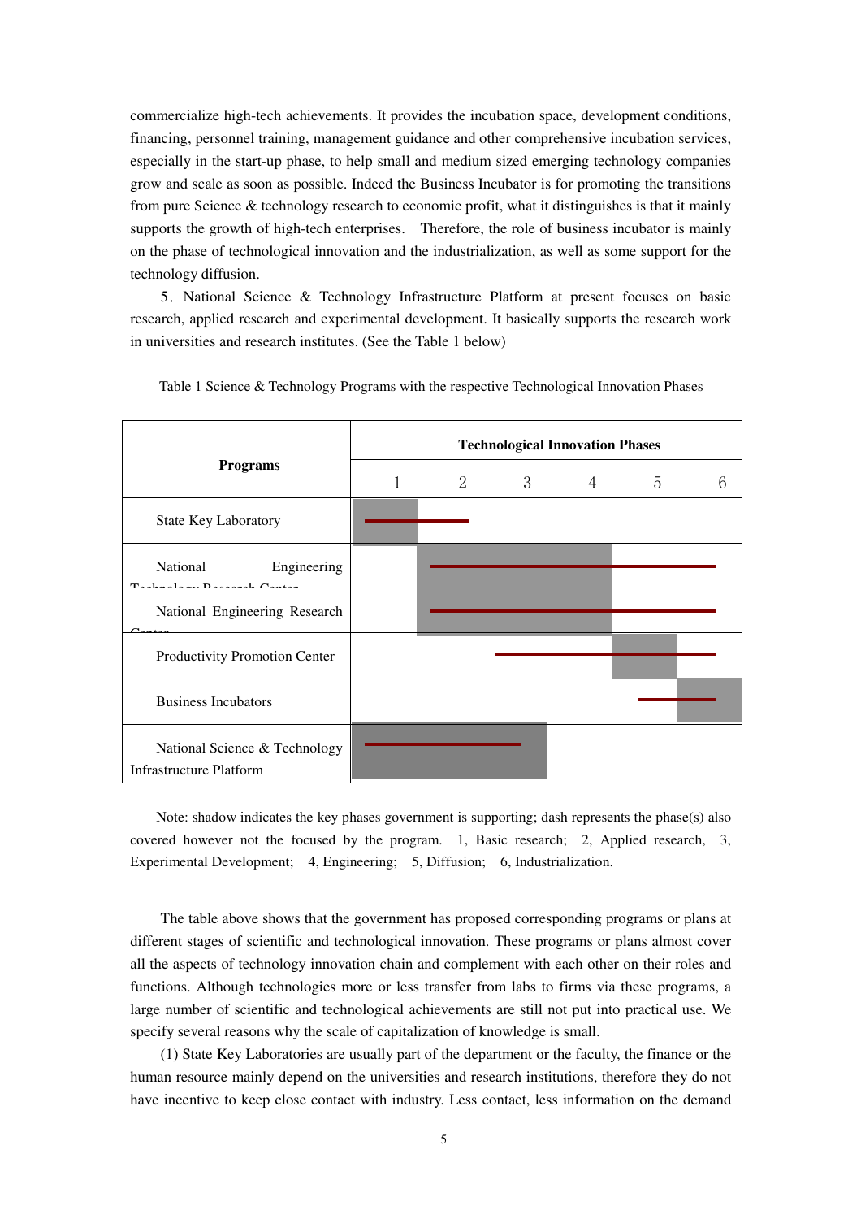commercialize high-tech achievements. It provides the incubation space, development conditions, financing, personnel training, management guidance and other comprehensive incubation services, especially in the start-up phase, to help small and medium sized emerging technology companies grow and scale as soon as possible. Indeed the Business Incubator is for promoting the transitions from pure Science & technology research to economic profit, what it distinguishes is that it mainly supports the growth of high-tech enterprises. Therefore, the role of business incubator is mainly on the phase of technological innovation and the industrialization, as well as some support for the technology diffusion.

5. National Science & Technology Infrastructure Platform at present focuses on basic research, applied research and experimental development. It basically supports the research work in universities and research institutes. (See the Table 1 below)

Table 1 Science & Technology Programs with the respective Technological Innovation Phases

| Programs | Technological Innovation Phases | | | | | |
|---|---|---|---|---|---|---|
| | 1 | 2 | 3 | 4 | 5 | 6 |
| State Key Laboratory | ■ — | — | | | | |
| National Engineering Technology Research Center | | ■ — | ■ — | ■ — | — | — |
| National Engineering Research Center | | ■ — | ■ — | ■ — | — | — |
| Productivity Promotion Center | | | — | — | ■ — | — |
| Business Incubators | | | | | — | ■ — |
| National Science & Technology Infrastructure Platform | ■ — | ■ — | ■ — | | | |

Note: shadow indicates the key phases government is supporting; dash represents the phase(s) also covered however not the focused by the program. 1, Basic research; 2, Applied research, 3, Experimental Development; 4, Engineering; 5, Diffusion; 6, Industrialization.

The table above shows that the government has proposed corresponding programs or plans at different stages of scientific and technological innovation. These programs or plans almost cover all the aspects of technology innovation chain and complement with each other on their roles and functions. Although technologies more or less transfer from labs to firms via these programs, a large number of scientific and technological achievements are still not put into practical use. We specify several reasons why the scale of capitalization of knowledge is small.

(1) State Key Laboratories are usually part of the department or the faculty, the finance or the human resource mainly depend on the universities and research institutions, therefore they do not have incentive to keep close contact with industry. Less contact, less information on the demand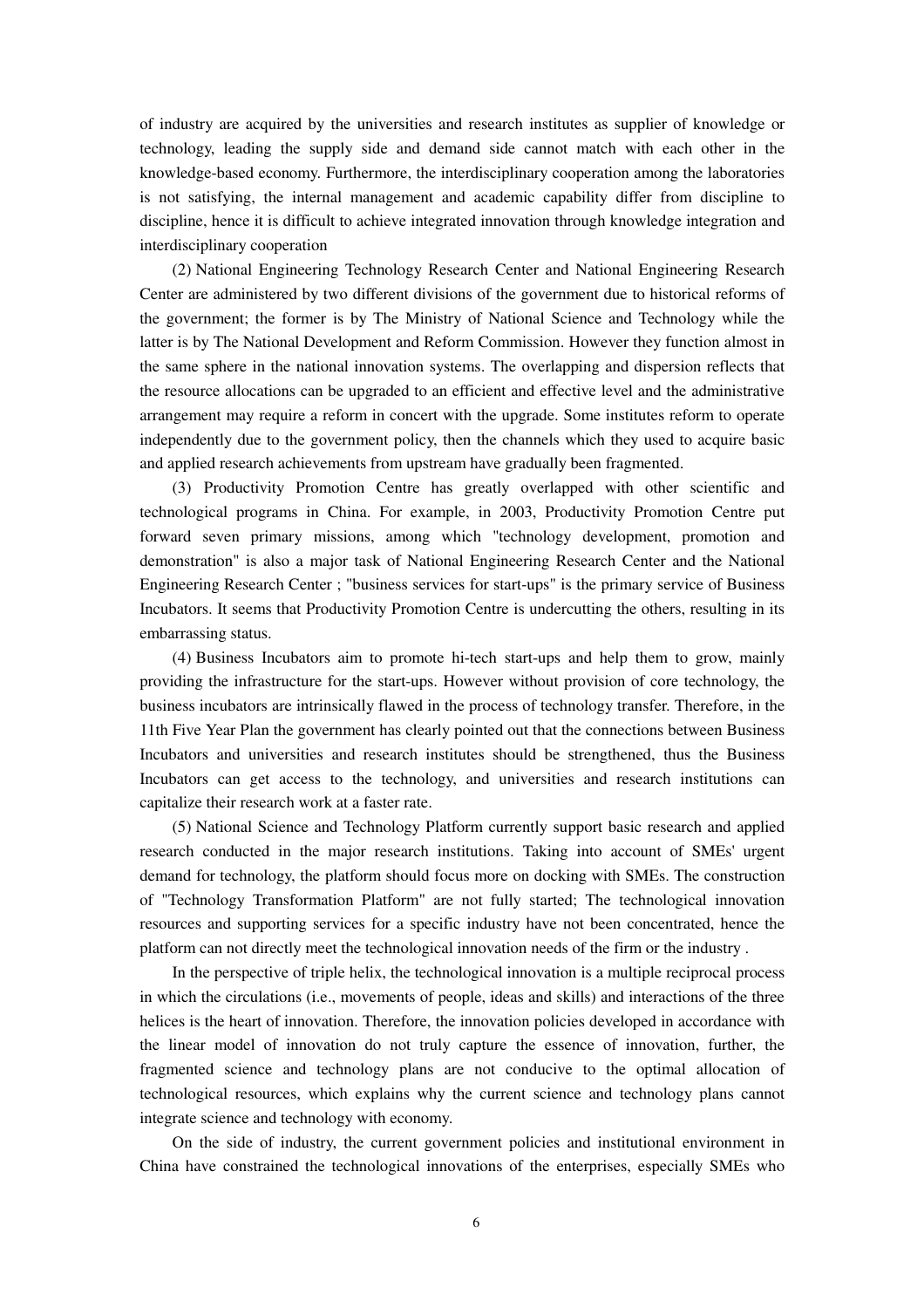of industry are acquired by the universities and research institutes as supplier of knowledge or technology, leading the supply side and demand side cannot match with each other in the knowledge-based economy. Furthermore, the interdisciplinary cooperation among the laboratories is not satisfying, the internal management and academic capability differ from discipline to discipline, hence it is difficult to achieve integrated innovation through knowledge integration and interdisciplinary cooperation

(2) National Engineering Technology Research Center and National Engineering Research Center are administered by two different divisions of the government due to historical reforms of the government; the former is by The Ministry of National Science and Technology while the latter is by The National Development and Reform Commission. However they function almost in the same sphere in the national innovation systems. The overlapping and dispersion reflects that the resource allocations can be upgraded to an efficient and effective level and the administrative arrangement may require a reform in concert with the upgrade. Some institutes reform to operate independently due to the government policy, then the channels which they used to acquire basic and applied research achievements from upstream have gradually been fragmented.

(3) Productivity Promotion Centre has greatly overlapped with other scientific and technological programs in China. For example, in 2003, Productivity Promotion Centre put forward seven primary missions, among which "technology development, promotion and demonstration" is also a major task of National Engineering Research Center and the National Engineering Research Center ; "business services for start-ups" is the primary service of Business Incubators. It seems that Productivity Promotion Centre is undercutting the others, resulting in its embarrassing status.

(4) Business Incubators aim to promote hi-tech start-ups and help them to grow, mainly providing the infrastructure for the start-ups. However without provision of core technology, the business incubators are intrinsically flawed in the process of technology transfer. Therefore, in the 11th Five Year Plan the government has clearly pointed out that the connections between Business Incubators and universities and research institutes should be strengthened, thus the Business Incubators can get access to the technology, and universities and research institutions can capitalize their research work at a faster rate.

(5) National Science and Technology Platform currently support basic research and applied research conducted in the major research institutions. Taking into account of SMEs' urgent demand for technology, the platform should focus more on docking with SMEs. The construction of "Technology Transformation Platform" are not fully started; The technological innovation resources and supporting services for a specific industry have not been concentrated, hence the platform can not directly meet the technological innovation needs of the firm or the industry .

In the perspective of triple helix, the technological innovation is a multiple reciprocal process in which the circulations (i.e., movements of people, ideas and skills) and interactions of the three helices is the heart of innovation. Therefore, the innovation policies developed in accordance with the linear model of innovation do not truly capture the essence of innovation, further, the fragmented science and technology plans are not conducive to the optimal allocation of technological resources, which explains why the current science and technology plans cannot integrate science and technology with economy.

On the side of industry, the current government policies and institutional environment in China have constrained the technological innovations of the enterprises, especially SMEs who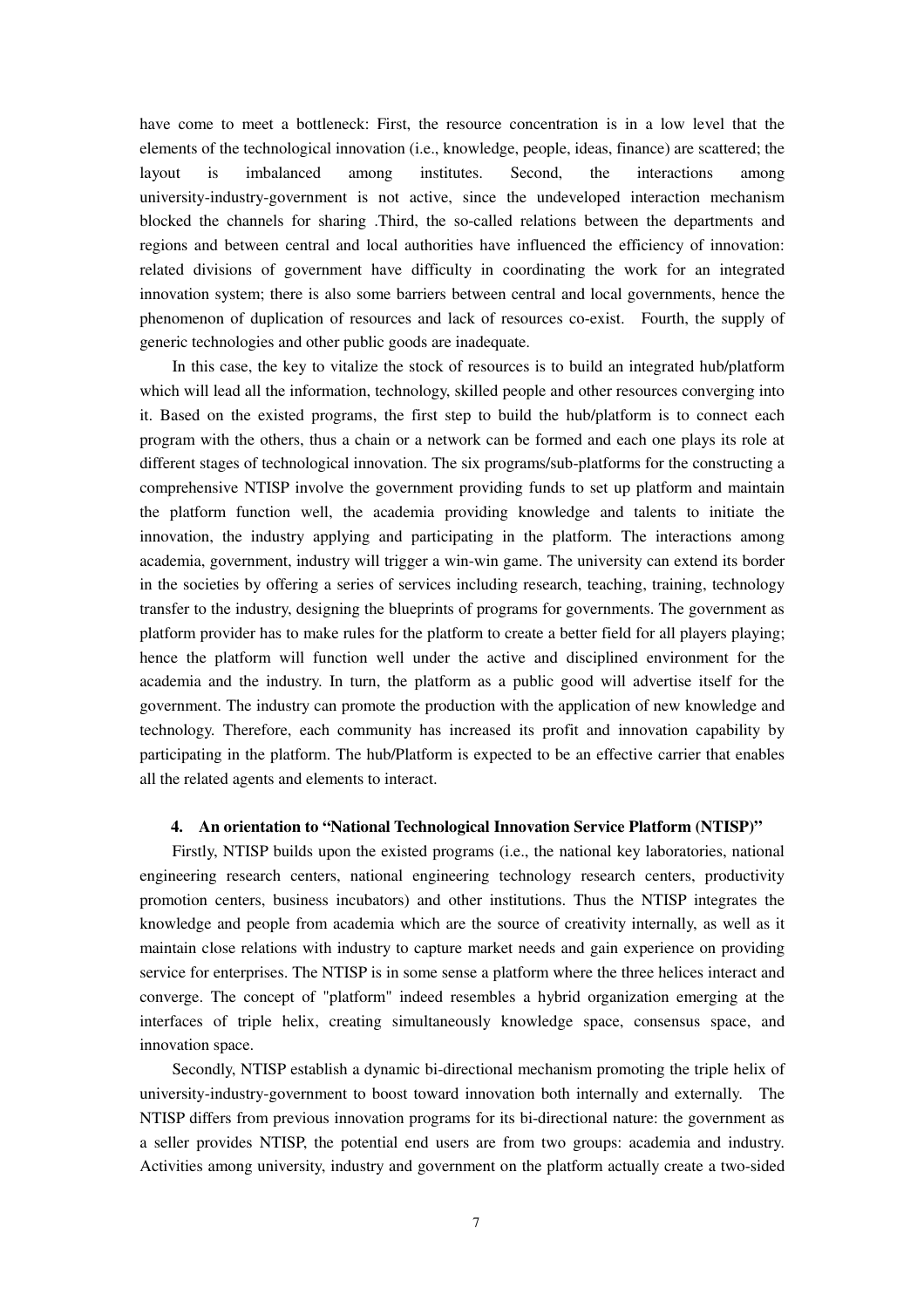have come to meet a bottleneck: First, the resource concentration is in a low level that the elements of the technological innovation (i.e., knowledge, people, ideas, finance) are scattered; the layout is imbalanced among institutes. Second, the interactions among university-industry-government is not active, since the undeveloped interaction mechanism blocked the channels for sharing .Third, the so-called relations between the departments and regions and between central and local authorities have influenced the efficiency of innovation: related divisions of government have difficulty in coordinating the work for an integrated innovation system; there is also some barriers between central and local governments, hence the phenomenon of duplication of resources and lack of resources co-exist. Fourth, the supply of generic technologies and other public goods are inadequate.

In this case, the key to vitalize the stock of resources is to build an integrated hub/platform which will lead all the information, technology, skilled people and other resources converging into it. Based on the existed programs, the first step to build the hub/platform is to connect each program with the others, thus a chain or a network can be formed and each one plays its role at different stages of technological innovation. The six programs/sub-platforms for the constructing a comprehensive NTISP involve the government providing funds to set up platform and maintain the platform function well, the academia providing knowledge and talents to initiate the innovation, the industry applying and participating in the platform. The interactions among academia, government, industry will trigger a win-win game. The university can extend its border in the societies by offering a series of services including research, teaching, training, technology transfer to the industry, designing the blueprints of programs for governments. The government as platform provider has to make rules for the platform to create a better field for all players playing; hence the platform will function well under the active and disciplined environment for the academia and the industry. In turn, the platform as a public good will advertise itself for the government. The industry can promote the production with the application of new knowledge and technology. Therefore, each community has increased its profit and innovation capability by participating in the platform. The hub/Platform is expected to be an effective carrier that enables all the related agents and elements to interact.

## 4. An orientation to "National Technological Innovation Service Platform (NTISP)"

Firstly, NTISP builds upon the existed programs (i.e., the national key laboratories, national engineering research centers, national engineering technology research centers, productivity promotion centers, business incubators) and other institutions. Thus the NTISP integrates the knowledge and people from academia which are the source of creativity internally, as well as it maintain close relations with industry to capture market needs and gain experience on providing service for enterprises. The NTISP is in some sense a platform where the three helices interact and converge. The concept of "platform" indeed resembles a hybrid organization emerging at the interfaces of triple helix, creating simultaneously knowledge space, consensus space, and innovation space.

Secondly, NTISP establish a dynamic bi-directional mechanism promoting the triple helix of university-industry-government to boost toward innovation both internally and externally. The NTISP differs from previous innovation programs for its bi-directional nature: the government as a seller provides NTISP, the potential end users are from two groups: academia and industry. Activities among university, industry and government on the platform actually create a two-sided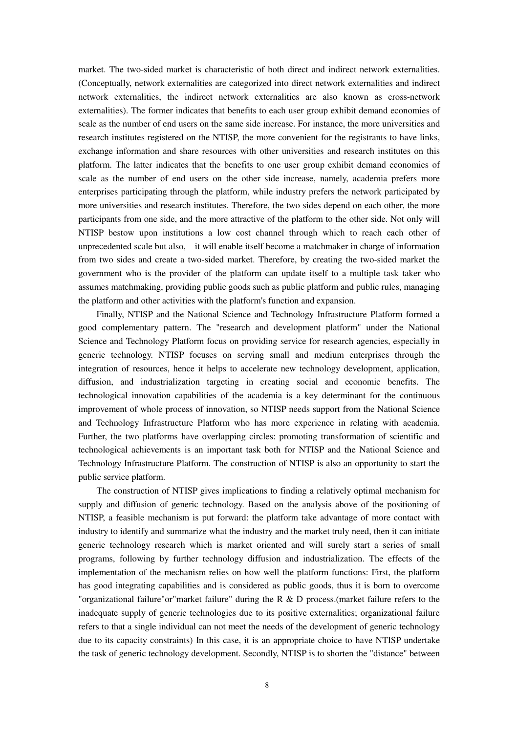market. The two-sided market is characteristic of both direct and indirect network externalities. (Conceptually, network externalities are categorized into direct network externalities and indirect network externalities, the indirect network externalities are also known as cross-network externalities). The former indicates that benefits to each user group exhibit demand economies of scale as the number of end users on the same side increase. For instance, the more universities and research institutes registered on the NTISP, the more convenient for the registrants to have links, exchange information and share resources with other universities and research institutes on this platform. The latter indicates that the benefits to one user group exhibit demand economies of scale as the number of end users on the other side increase, namely, academia prefers more enterprises participating through the platform, while industry prefers the network participated by more universities and research institutes. Therefore, the two sides depend on each other, the more participants from one side, and the more attractive of the platform to the other side. Not only will NTISP bestow upon institutions a low cost channel through which to reach each other of unprecedented scale but also, it will enable itself become a matchmaker in charge of information from two sides and create a two-sided market. Therefore, by creating the two-sided market the government who is the provider of the platform can update itself to a multiple task taker who assumes matchmaking, providing public goods such as public platform and public rules, managing the platform and other activities with the platform's function and expansion.

Finally, NTISP and the National Science and Technology Infrastructure Platform formed a good complementary pattern. The "research and development platform" under the National Science and Technology Platform focus on providing service for research agencies, especially in generic technology. NTISP focuses on serving small and medium enterprises through the integration of resources, hence it helps to accelerate new technology development, application, diffusion, and industrialization targeting in creating social and economic benefits. The technological innovation capabilities of the academia is a key determinant for the continuous improvement of whole process of innovation, so NTISP needs support from the National Science and Technology Infrastructure Platform who has more experience in relating with academia. Further, the two platforms have overlapping circles: promoting transformation of scientific and technological achievements is an important task both for NTISP and the National Science and Technology Infrastructure Platform. The construction of NTISP is also an opportunity to start the public service platform.

The construction of NTISP gives implications to finding a relatively optimal mechanism for supply and diffusion of generic technology. Based on the analysis above of the positioning of NTISP, a feasible mechanism is put forward: the platform take advantage of more contact with industry to identify and summarize what the industry and the market truly need, then it can initiate generic technology research which is market oriented and will surely start a series of small programs, following by further technology diffusion and industrialization. The effects of the implementation of the mechanism relies on how well the platform functions: First, the platform has good integrating capabilities and is considered as public goods, thus it is born to overcome "organizational failure"or"market failure" during the R & D process.(market failure refers to the inadequate supply of generic technologies due to its positive externalities; organizational failure refers to that a single individual can not meet the needs of the development of generic technology due to its capacity constraints) In this case, it is an appropriate choice to have NTISP undertake the task of generic technology development. Secondly, NTISP is to shorten the "distance" between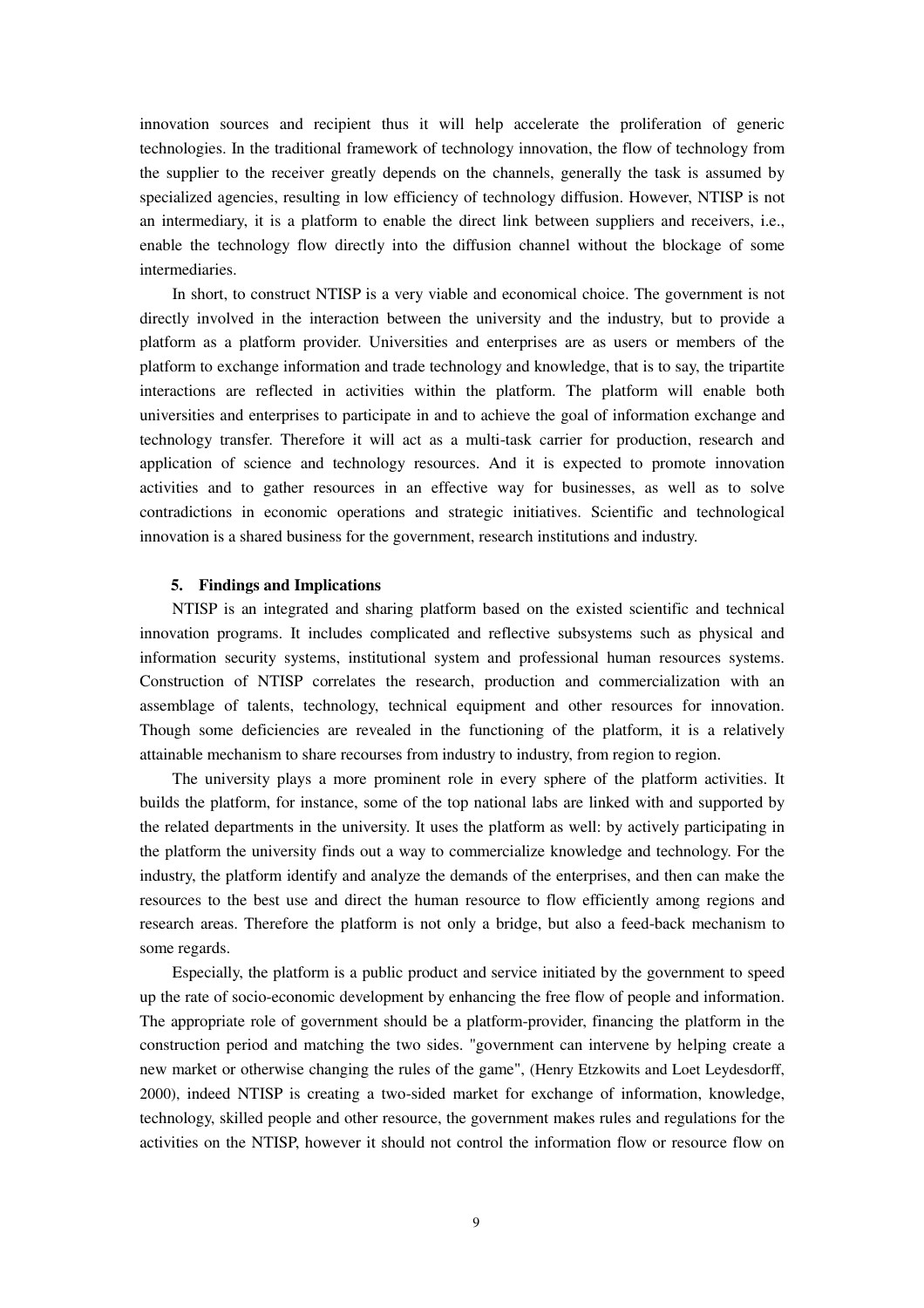innovation sources and recipient thus it will help accelerate the proliferation of generic technologies. In the traditional framework of technology innovation, the flow of technology from the supplier to the receiver greatly depends on the channels, generally the task is assumed by specialized agencies, resulting in low efficiency of technology diffusion. However, NTISP is not an intermediary, it is a platform to enable the direct link between suppliers and receivers, i.e., enable the technology flow directly into the diffusion channel without the blockage of some intermediaries.

In short, to construct NTISP is a very viable and economical choice. The government is not directly involved in the interaction between the university and the industry, but to provide a platform as a platform provider. Universities and enterprises are as users or members of the platform to exchange information and trade technology and knowledge, that is to say, the tripartite interactions are reflected in activities within the platform. The platform will enable both universities and enterprises to participate in and to achieve the goal of information exchange and technology transfer. Therefore it will act as a multi-task carrier for production, research and application of science and technology resources. And it is expected to promote innovation activities and to gather resources in an effective way for businesses, as well as to solve contradictions in economic operations and strategic initiatives. Scientific and technological innovation is a shared business for the government, research institutions and industry.

## 5. Findings and Implications

NTISP is an integrated and sharing platform based on the existed scientific and technical innovation programs. It includes complicated and reflective subsystems such as physical and information security systems, institutional system and professional human resources systems. Construction of NTISP correlates the research, production and commercialization with an assemblage of talents, technology, technical equipment and other resources for innovation. Though some deficiencies are revealed in the functioning of the platform, it is a relatively attainable mechanism to share recourses from industry to industry, from region to region.

The university plays a more prominent role in every sphere of the platform activities. It builds the platform, for instance, some of the top national labs are linked with and supported by the related departments in the university. It uses the platform as well: by actively participating in the platform the university finds out a way to commercialize knowledge and technology. For the industry, the platform identify and analyze the demands of the enterprises, and then can make the resources to the best use and direct the human resource to flow efficiently among regions and research areas. Therefore the platform is not only a bridge, but also a feed-back mechanism to some regards.

Especially, the platform is a public product and service initiated by the government to speed up the rate of socio-economic development by enhancing the free flow of people and information. The appropriate role of government should be a platform-provider, financing the platform in the construction period and matching the two sides. "government can intervene by helping create a new market or otherwise changing the rules of the game", (Henry Etzkowits and Loet Leydesdorff, 2000), indeed NTISP is creating a two-sided market for exchange of information, knowledge, technology, skilled people and other resource, the government makes rules and regulations for the activities on the NTISP, however it should not control the information flow or resource flow on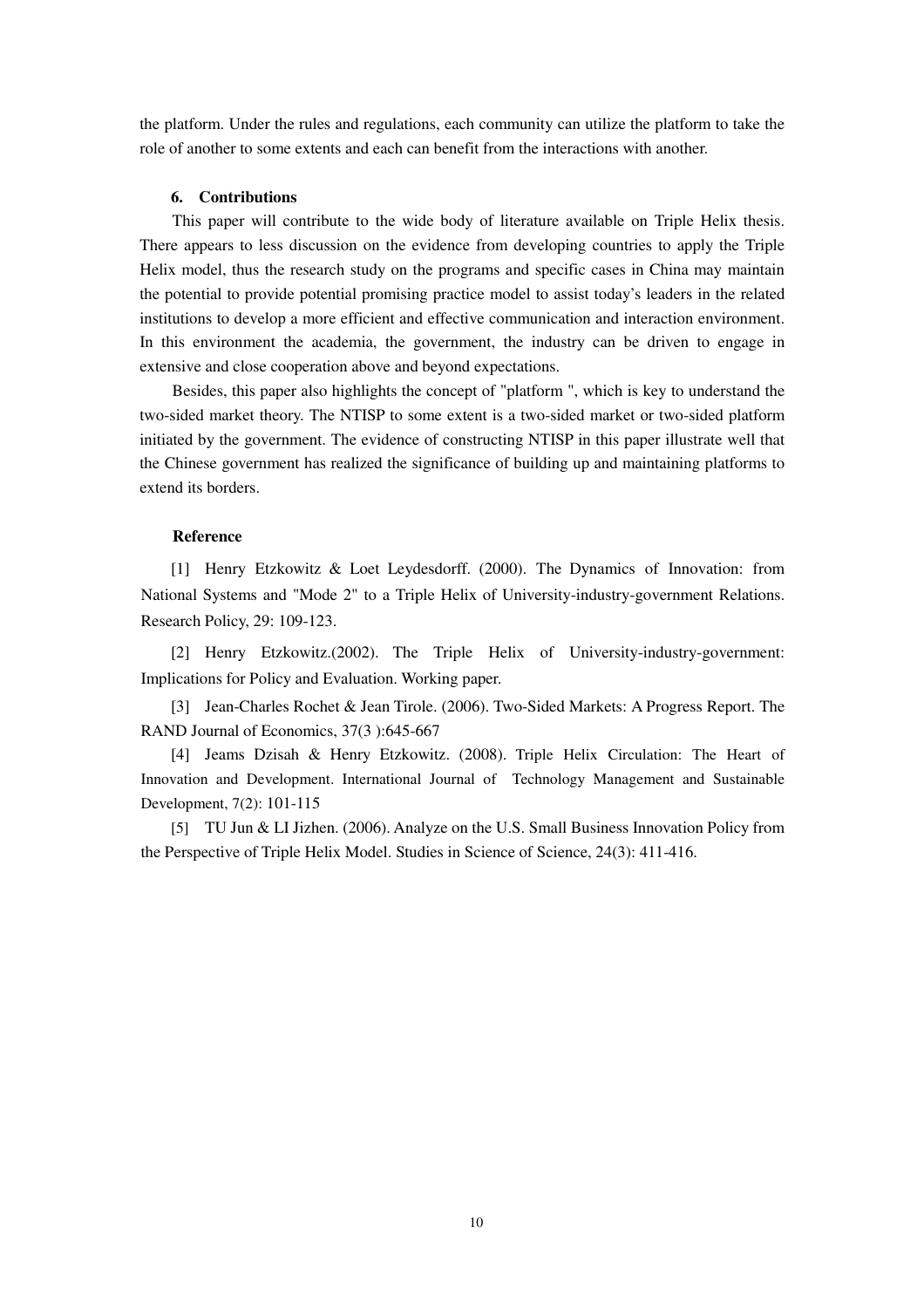the platform. Under the rules and regulations, each community can utilize the platform to take the role of another to some extents and each can benefit from the interactions with another.

## 6. Contributions

This paper will contribute to the wide body of literature available on Triple Helix thesis. There appears to less discussion on the evidence from developing countries to apply the Triple Helix model, thus the research study on the programs and specific cases in China may maintain the potential to provide potential promising practice model to assist today's leaders in the related institutions to develop a more efficient and effective communication and interaction environment. In this environment the academia, the government, the industry can be driven to engage in extensive and close cooperation above and beyond expectations.

Besides, this paper also highlights the concept of "platform ", which is key to understand the two-sided market theory. The NTISP to some extent is a two-sided market or two-sided platform initiated by the government. The evidence of constructing NTISP in this paper illustrate well that the Chinese government has realized the significance of building up and maintaining platforms to extend its borders.

## Reference

[1] Henry Etzkowitz & Loet Leydesdorff. (2000). The Dynamics of Innovation: from National Systems and "Mode 2" to a Triple Helix of University-industry-government Relations. Research Policy, 29: 109-123.

[2] Henry Etzkowitz.(2002). The Triple Helix of University-industry-government: Implications for Policy and Evaluation. Working paper.

[3] Jean-Charles Rochet & Jean Tirole. (2006). Two-Sided Markets: A Progress Report. The RAND Journal of Economics, 37(3 ):645-667

[4] Jeams Dzisah & Henry Etzkowitz. (2008). Triple Helix Circulation: The Heart of Innovation and Development. International Journal of Technology Management and Sustainable Development, 7(2): 101-115

[5] TU Jun & LI Jizhen. (2006). Analyze on the U.S. Small Business Innovation Policy from the Perspective of Triple Helix Model. Studies in Science of Science, 24(3): 411-416.